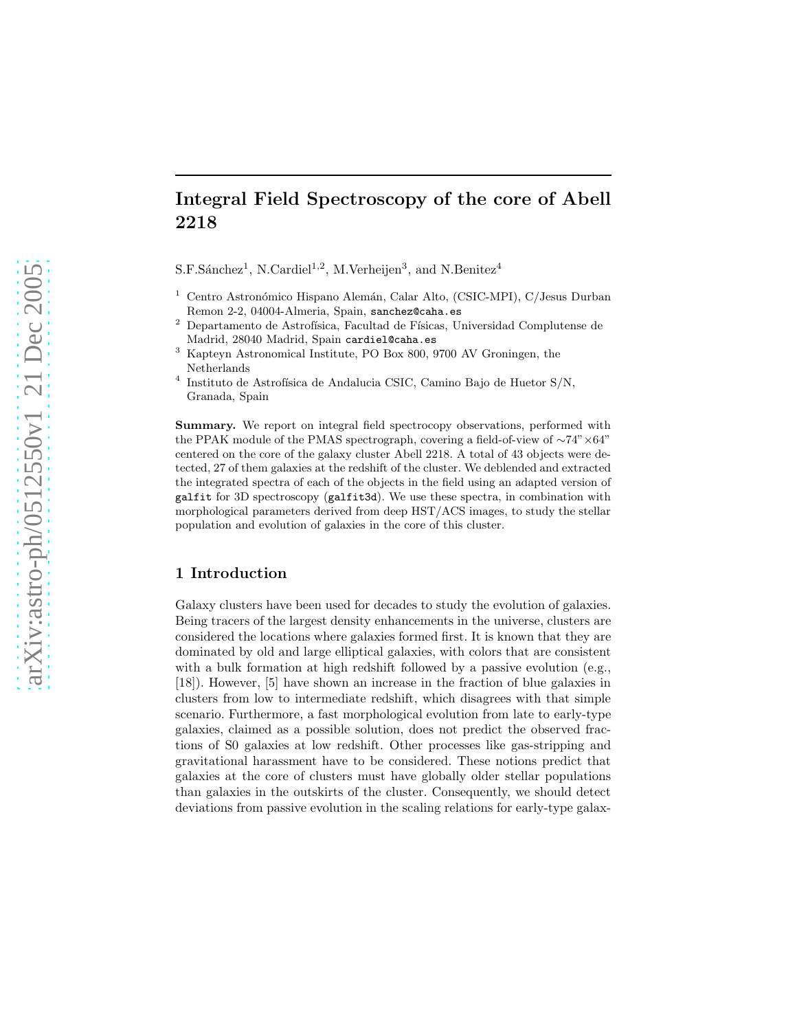# Integral Field Spectroscopy of the core of Abell 2218

S.F.Sánchez[1], N.Cardiel[1,2], M.Verheijen[3], and N.Benitez[4]

[1] Centro Astronómico Hispano Alemán, Calar Alto, (CSIC-MPI), C/Jesus Durban Remon 2-2, 04004-Almeria, Spain, sanchez@caha.es

[2] Departamento de Astrofísica, Facultad de Físicas, Universidad Complutense de Madrid, 28040 Madrid, Spain cardiel@caha.es

[3] Kapteyn Astronomical Institute, PO Box 800, 9700 AV Groningen, the Netherlands

[4] Instituto de Astrofísica de Andalucia CSIC, Camino Bajo de Huetor S/N, Granada, Spain

**Summary.** We report on integral field spectrocopy observations, performed with the PPAK module of the PMAS spectrograph, covering a field-of-view of ∼74"×64" centered on the core of the galaxy cluster Abell 2218. A total of 43 objects were detected, 27 of them galaxies at the redshift of the cluster. We deblended and extracted the integrated spectra of each of the objects in the field using an adapted version of `galfit` for 3D spectroscopy (`galfit3d`). We use these spectra, in combination with morphological parameters derived from deep HST/ACS images, to study the stellar population and evolution of galaxies in the core of this cluster.

## 1 Introduction

Galaxy clusters have been used for decades to study the evolution of galaxies. Being tracers of the largest density enhancements in the universe, clusters are considered the locations where galaxies formed first. It is known that they are dominated by old and large elliptical galaxies, with colors that are consistent with a bulk formation at high redshift followed by a passive evolution (e.g., [18]). However, [5] have shown an increase in the fraction of blue galaxies in clusters from low to intermediate redshift, which disagrees with that simple scenario. Furthermore, a fast morphological evolution from late to early-type galaxies, claimed as a possible solution, does not predict the observed fractions of S0 galaxies at low redshift. Other processes like gas-stripping and gravitational harassment have to be considered. These notions predict that galaxies at the core of clusters must have globally older stellar populations than galaxies in the outskirts of the cluster. Consequently, we should detect deviations from passive evolution in the scaling relations for early-type galax-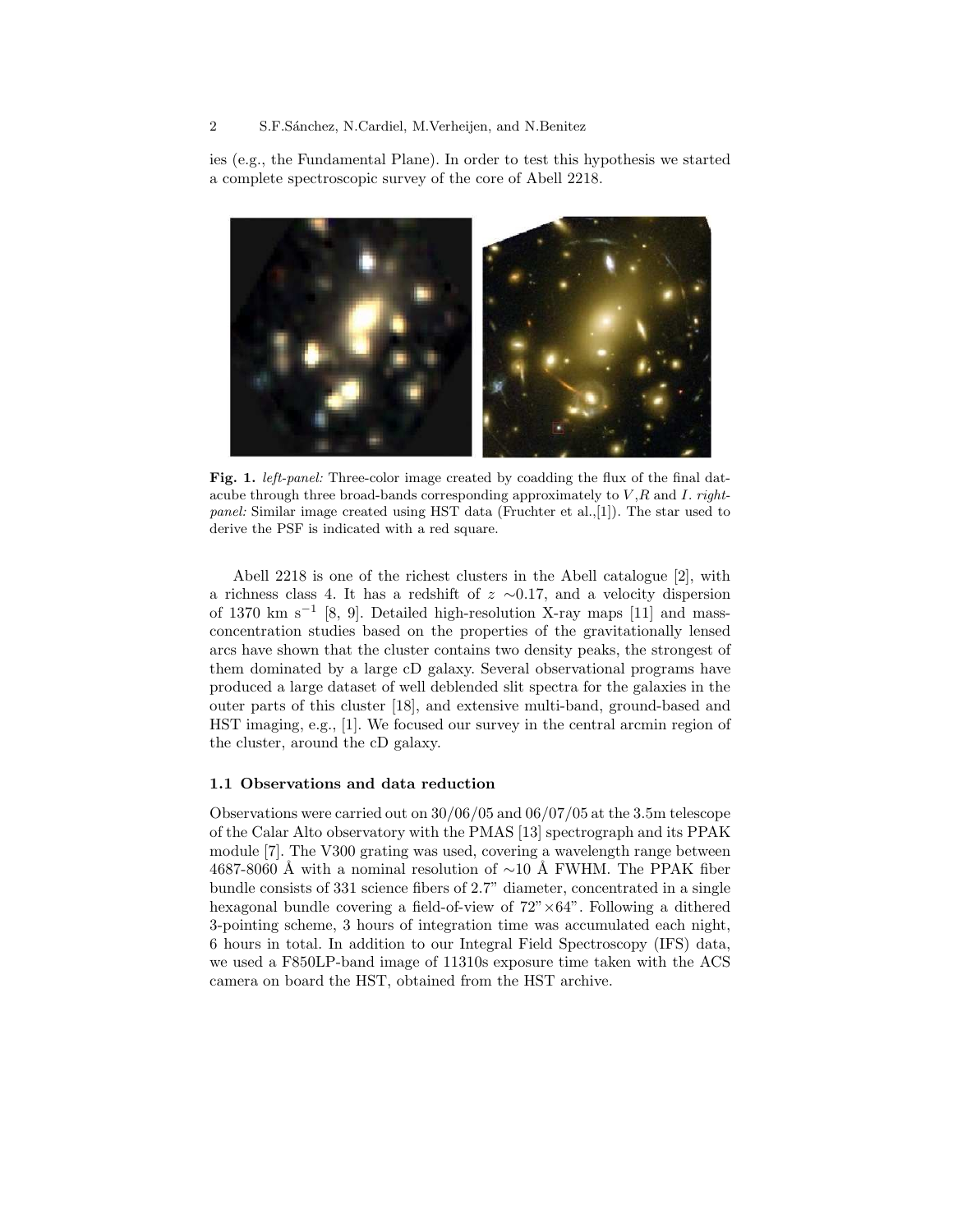ies (e.g., the Fundamental Plane). In order to test this hypothesis we started a complete spectroscopic survey of the core of Abell 2218.

**Fig. 1.** *left-panel:* Three-color image created by coadding the flux of the final datacube through three broad-bands corresponding approximately to $V$,$R$ and $I$. *right-panel:* Similar image created using HST data (Fruchter et al.,[1]). The star used to derive the PSF is indicated with a red square.

Abell 2218 is one of the richest clusters in the Abell catalogue [2], with a richness class 4. It has a redshift of $z \sim 0.17$, and a velocity dispersion of 1370 km s$^{-1}$ [8, 9]. Detailed high-resolution X-ray maps [11] and mass-concentration studies based on the properties of the gravitationally lensed arcs have shown that the cluster contains two density peaks, the strongest of them dominated by a large cD galaxy. Several observational programs have produced a large dataset of well deblended slit spectra for the galaxies in the outer parts of this cluster [18], and extensive multi-band, ground-based and HST imaging, e.g., [1]. We focused our survey in the central arcmin region of the cluster, around the cD galaxy.

### 1.1 Observations and data reduction

Observations were carried out on 30/06/05 and 06/07/05 at the 3.5m telescope of the Calar Alto observatory with the PMAS [13] spectrograph and its PPAK module [7]. The V300 grating was used, covering a wavelength range between 4687-8060 Å with a nominal resolution of $\sim$10 Å FWHM. The PPAK fiber bundle consists of 331 science fibers of 2.7" diameter, concentrated in a single hexagonal bundle covering a field-of-view of 72"$\times$64". Following a dithered 3-pointing scheme, 3 hours of integration time was accumulated each night, 6 hours in total. In addition to our Integral Field Spectroscopy (IFS) data, we used a F850LP-band image of 11310s exposure time taken with the ACS camera on board the HST, obtained from the HST archive.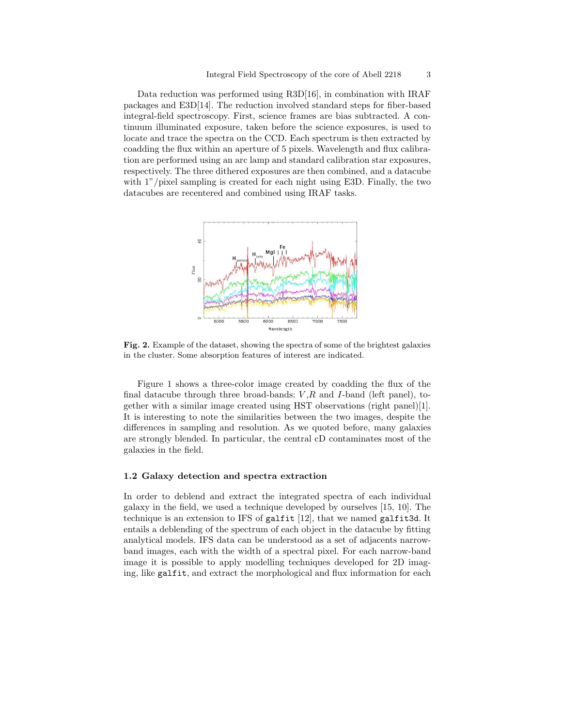Data reduction was performed using R3D[16], in combination with IRAF packages and E3D[14]. The reduction involved standard steps for fiber-based integral-field spectroscopy. First, science frames are bias subtracted. A continuum illuminated exposure, taken before the science exposures, is used to locate and trace the spectra on the CCD. Each spectrum is then extracted by coadding the flux within an aperture of 5 pixels. Wavelength and flux calibration are performed using an arc lamp and standard calibration star exposures, respectively. The three dithered exposures are then combined, and a datacube with 1"/pixel sampling is created for each night using E3D. Finally, the two datacubes are recentered and combined using IRAF tasks.

**Fig. 2.** Example of the dataset, showing the spectra of some of the brightest galaxies in the cluster. Some absorption features of interest are indicated.

Figure 1 shows a three-color image created by coadding the flux of the final datacube through three broad-bands: $V$,$R$ and $I$-band (left panel), together with a similar image created using HST observations (right panel)[1]. It is interesting to note the similarities between the two images, despite the differences in sampling and resolution. As we quoted before, many galaxies are strongly blended. In particular, the central cD contaminates most of the galaxies in the field.

### 1.2 Galaxy detection and spectra extraction

In order to deblend and extract the integrated spectra of each individual galaxy in the field, we used a technique developed by ourselves [15, 10]. The technique is an extension to IFS of `galfit` [12], that we named `galfit3d`. It entails a deblending of the spectrum of each object in the datacube by fitting analytical models. IFS data can be understood as a set of adjacents narrow-band images, each with the width of a spectral pixel. For each narrow-band image it is possible to apply modelling techniques developed for 2D imaging, like `galfit`, and extract the morphological and flux information for each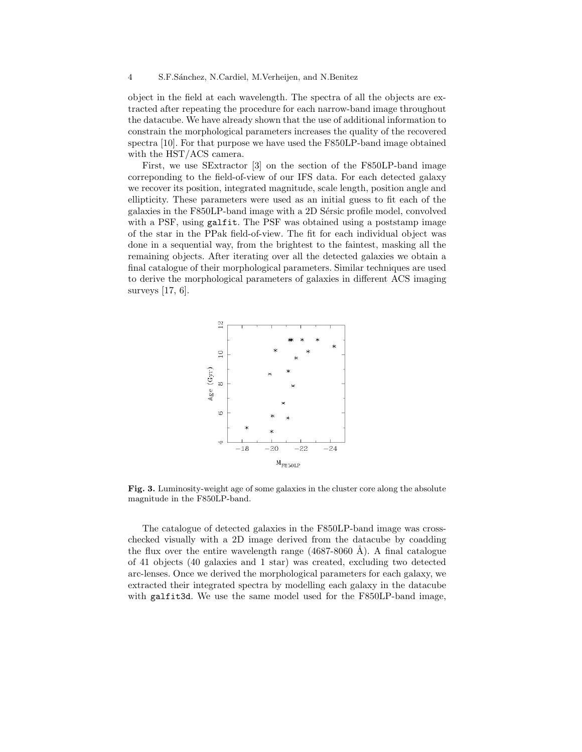object in the field at each wavelength. The spectra of all the objects are extracted after repeating the procedure for each narrow-band image throughout the datacube. We have already shown that the use of additional information to constrain the morphological parameters increases the quality of the recovered spectra [10]. For that purpose we have used the F850LP-band image obtained with the HST/ACS camera.

First, we use SExtractor [3] on the section of the F850LP-band image correponding to the field-of-view of our IFS data. For each detected galaxy we recover its position, integrated magnitude, scale length, position angle and ellipticity. These parameters were used as an initial guess to fit each of the galaxies in the F850LP-band image with a 2D Sérsic profile model, convolved with a PSF, using `galfit`. The PSF was obtained using a poststamp image of the star in the PPak field-of-view. The fit for each individual object was done in a sequential way, from the brightest to the faintest, masking all the remaining objects. After iterating over all the detected galaxies we obtain a final catalogue of their morphological parameters. Similar techniques are used to derive the morphological parameters of galaxies in different ACS imaging surveys [17, 6].

**Fig. 3.** Luminosity-weight age of some galaxies in the cluster core along the absolute magnitude in the F850LP-band.

The catalogue of detected galaxies in the F850LP-band image was cross-checked visually with a 2D image derived from the datacube by coadding the flux over the entire wavelength range (4687-8060 Å). A final catalogue of 41 objects (40 galaxies and 1 star) was created, excluding two detected arc-lenses. Once we derived the morphological parameters for each galaxy, we extracted their integrated spectra by modelling each galaxy in the datacube with `galfit3d`. We use the same model used for the F850LP-band image,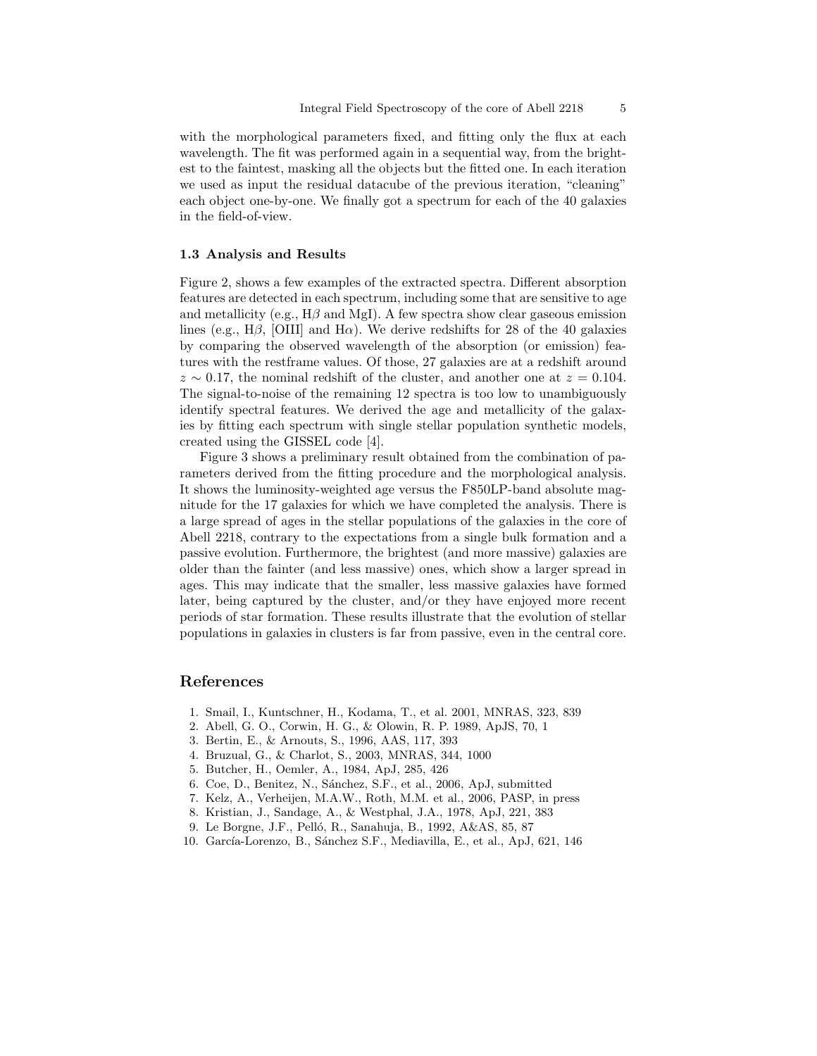with the morphological parameters fixed, and fitting only the flux at each wavelength. The fit was performed again in a sequential way, from the brightest to the faintest, masking all the objects but the fitted one. In each iteration we used as input the residual datacube of the previous iteration, "cleaning" each object one-by-one. We finally got a spectrum for each of the 40 galaxies in the field-of-view.

### 1.3 Analysis and Results

Figure 2, shows a few examples of the extracted spectra. Different absorption features are detected in each spectrum, including some that are sensitive to age and metallicity (e.g., H$\beta$ and MgI). A few spectra show clear gaseous emission lines (e.g., H$\beta$, [OIII] and H$\alpha$). We derive redshifts for 28 of the 40 galaxies by comparing the observed wavelength of the absorption (or emission) features with the restframe values. Of those, 27 galaxies are at a redshift around $z \sim 0.17$, the nominal redshift of the cluster, and another one at $z = 0.104$. The signal-to-noise of the remaining 12 spectra is too low to unambiguously identify spectral features. We derived the age and metallicity of the galaxies by fitting each spectrum with single stellar population synthetic models, created using the GISSEL code [4].

Figure 3 shows a preliminary result obtained from the combination of parameters derived from the fitting procedure and the morphological analysis. It shows the luminosity-weighted age versus the F850LP-band absolute magnitude for the 17 galaxies for which we have completed the analysis. There is a large spread of ages in the stellar populations of the galaxies in the core of Abell 2218, contrary to the expectations from a single bulk formation and a passive evolution. Furthermore, the brightest (and more massive) galaxies are older than the fainter (and less massive) ones, which show a larger spread in ages. This may indicate that the smaller, less massive galaxies have formed later, being captured by the cluster, and/or they have enjoyed more recent periods of star formation. These results illustrate that the evolution of stellar populations in galaxies in clusters is far from passive, even in the central core.

## References

1. Smail, I., Kuntschner, H., Kodama, T., et al. 2001, MNRAS, 323, 839
2. Abell, G. O., Corwin, H. G., & Olowin, R. P. 1989, ApJS, 70, 1
3. Bertin, E., & Arnouts, S., 1996, AAS, 117, 393
4. Bruzual, G., & Charlot, S., 2003, MNRAS, 344, 1000
5. Butcher, H., Oemler, A., 1984, ApJ, 285, 426
6. Coe, D., Benitez, N., Sánchez, S.F., et al., 2006, ApJ, submitted
7. Kelz, A., Verheijen, M.A.W., Roth, M.M. et al., 2006, PASP, in press
8. Kristian, J., Sandage, A., & Westphal, J.A., 1978, ApJ, 221, 383
9. Le Borgne, J.F., Pelló, R., Sanahuja, B., 1992, A&AS, 85, 87
10. García-Lorenzo, B., Sánchez S.F., Mediavilla, E., et al., ApJ, 621, 146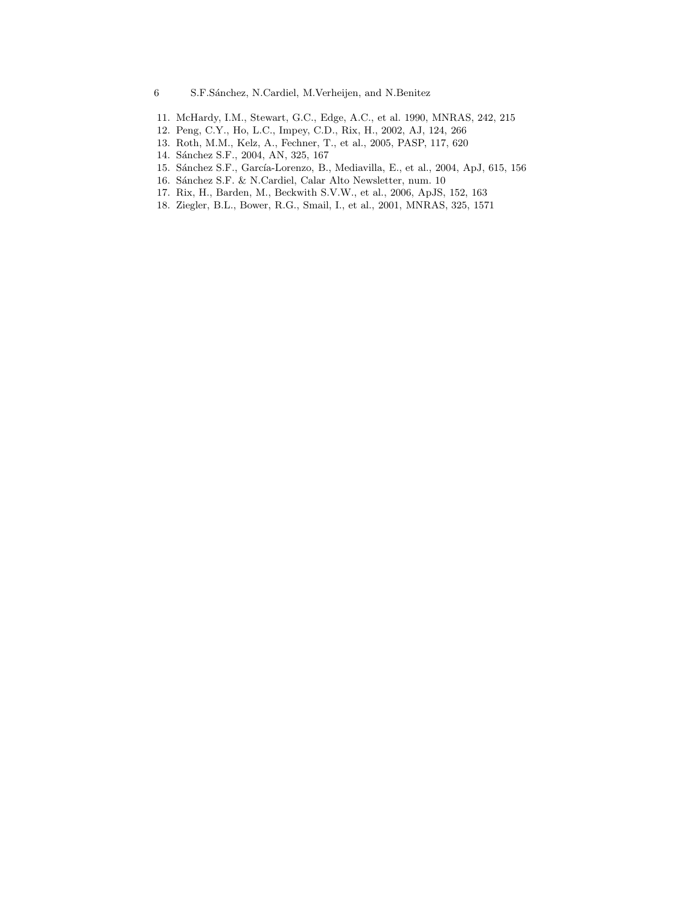11. McHardy, I.M., Stewart, G.C., Edge, A.C., et al. 1990, MNRAS, 242, 215
12. Peng, C.Y., Ho, L.C., Impey, C.D., Rix, H., 2002, AJ, 124, 266
13. Roth, M.M., Kelz, A., Fechner, T., et al., 2005, PASP, 117, 620
14. Sánchez S.F., 2004, AN, 325, 167
15. Sánchez S.F., García-Lorenzo, B., Mediavilla, E., et al., 2004, ApJ, 615, 156
16. Sánchez S.F. & N.Cardiel, Calar Alto Newsletter, num. 10
17. Rix, H., Barden, M., Beckwith S.V.W., et al., 2006, ApJS, 152, 163
18. Ziegler, B.L., Bower, R.G., Smail, I., et al., 2001, MNRAS, 325, 1571